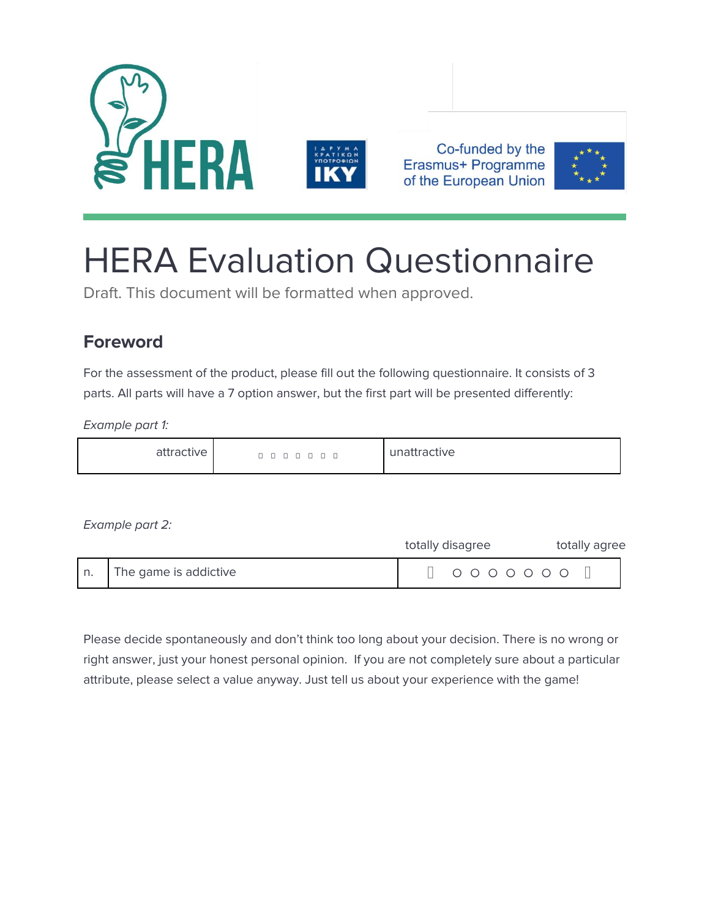Co-funded by the Erasmus+ Programme of the European Union

# HERA Evaluation Questionnaire

Draft. This document will be formatted when approved.

## Foreword

For the assessment of the product, please fill out the following questionnaire. It consists of 3 parts. All parts will have a 7 option answer, but the first part will be presented differently:

*Example part 1:*

| attractive | ▯ ▯ ▯ ▯ ▯ ▯ ▯ | unattractive |
|---|---|---|

*Example part 2:*

| | | totally disagree ○ ○ ○ ○ ○ ○ ○ totally agree |
|---|---|---|
| n. | The game is addictive | ○ ○ ○ ○ ○ ○ ○ |

Please decide spontaneously and don't think too long about your decision. There is no wrong or right answer, just your honest personal opinion. If you are not completely sure about a particular attribute, please select a value anyway. Just tell us about your experience with the game!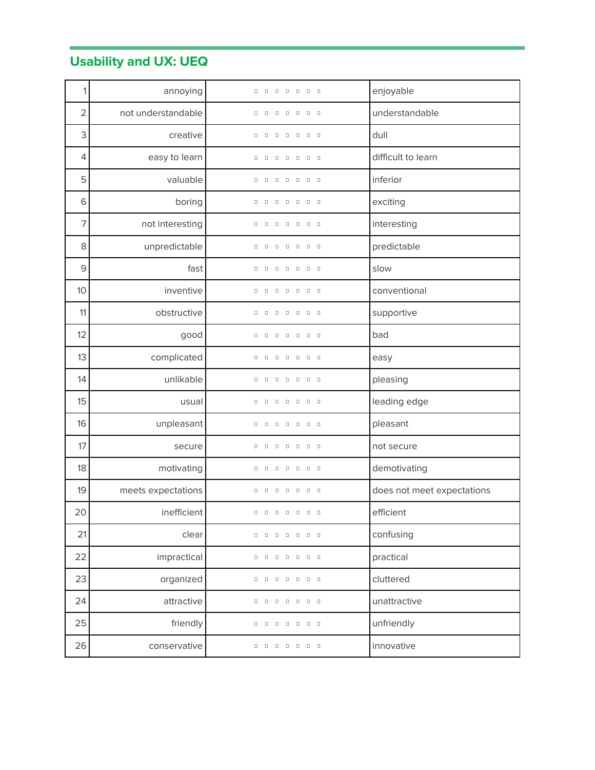## Usability and UX: UEQ

| | | | |
|---|---|---|---|
| 1 | annoying | □ □ □ □ □ □ □ | enjoyable |
| 2 | not understandable | □ □ □ □ □ □ □ | understandable |
| 3 | creative | □ □ □ □ □ □ □ | dull |
| 4 | easy to learn | □ □ □ □ □ □ □ | difficult to learn |
| 5 | valuable | □ □ □ □ □ □ □ | inferior |
| 6 | boring | □ □ □ □ □ □ □ | exciting |
| 7 | not interesting | □ □ □ □ □ □ □ | interesting |
| 8 | unpredictable | □ □ □ □ □ □ □ | predictable |
| 9 | fast | □ □ □ □ □ □ □ | slow |
| 10 | inventive | □ □ □ □ □ □ □ | conventional |
| 11 | obstructive | □ □ □ □ □ □ □ | supportive |
| 12 | good | □ □ □ □ □ □ □ | bad |
| 13 | complicated | □ □ □ □ □ □ □ | easy |
| 14 | unlikable | □ □ □ □ □ □ □ | pleasing |
| 15 | usual | □ □ □ □ □ □ □ | leading edge |
| 16 | unpleasant | □ □ □ □ □ □ □ | pleasant |
| 17 | secure | □ □ □ □ □ □ □ | not secure |
| 18 | motivating | □ □ □ □ □ □ □ | demotivating |
| 19 | meets expectations | □ □ □ □ □ □ □ | does not meet expectations |
| 20 | inefficient | □ □ □ □ □ □ □ | efficient |
| 21 | clear | □ □ □ □ □ □ □ | confusing |
| 22 | impractical | □ □ □ □ □ □ □ | practical |
| 23 | organized | □ □ □ □ □ □ □ | cluttered |
| 24 | attractive | □ □ □ □ □ □ □ | unattractive |
| 25 | friendly | □ □ □ □ □ □ □ | unfriendly |
| 26 | conservative | □ □ □ □ □ □ □ | innovative |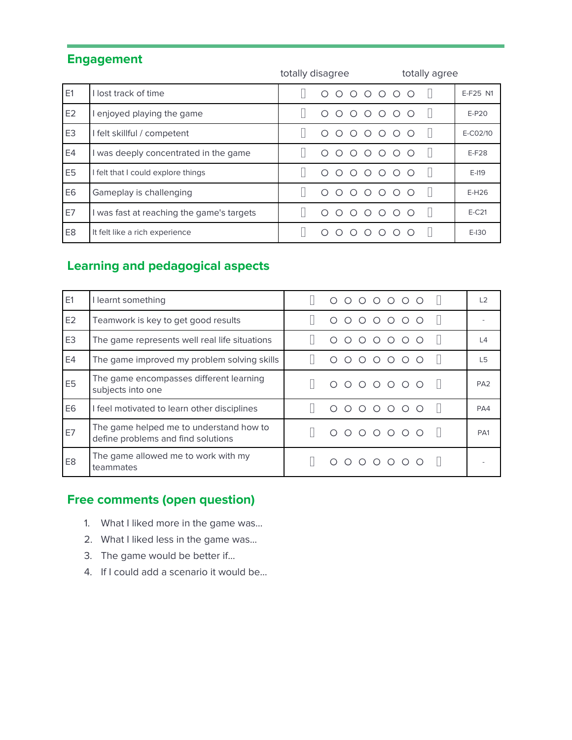## Engagement

| | | totally disagree — totally agree | |
|---|---|---|---|
| E1 | I lost track of time | ○ ○ ○ ○ ○ ○ ○ | E-F25 N1 |
| E2 | I enjoyed playing the game | ○ ○ ○ ○ ○ ○ ○ | E-P20 |
| E3 | I felt skillful / competent | ○ ○ ○ ○ ○ ○ ○ | E-C02/10 |
| E4 | I was deeply concentrated in the game | ○ ○ ○ ○ ○ ○ ○ | E-F28 |
| E5 | I felt that I could explore things | ○ ○ ○ ○ ○ ○ ○ | E-I19 |
| E6 | Gameplay is challenging | ○ ○ ○ ○ ○ ○ ○ | E-H26 |
| E7 | I was fast at reaching the game's targets | ○ ○ ○ ○ ○ ○ ○ | E-C21 |
| E8 | It felt like a rich experience | ○ ○ ○ ○ ○ ○ ○ | E-I30 |

## Learning and pedagogical aspects

| | | | |
|---|---|---|---|
| E1 | I learnt something | ○ ○ ○ ○ ○ ○ ○ | L2 |
| E2 | Teamwork is key to get good results | ○ ○ ○ ○ ○ ○ ○ | - |
| E3 | The game represents well real life situations | ○ ○ ○ ○ ○ ○ ○ | L4 |
| E4 | The game improved my problem solving skills | ○ ○ ○ ○ ○ ○ ○ | L5 |
| E5 | The game encompasses different learning subjects into one | ○ ○ ○ ○ ○ ○ ○ | PA2 |
| E6 | I feel motivated to learn other disciplines | ○ ○ ○ ○ ○ ○ ○ | PA4 |
| E7 | The game helped me to understand how to define problems and find solutions | ○ ○ ○ ○ ○ ○ ○ | PA1 |
| E8 | The game allowed me to work with my teammates | ○ ○ ○ ○ ○ ○ ○ | - |

## Free comments (open question)

1. What I liked more in the game was…
2. What I liked less in the game was…
3. The game would be better if…
4. If I could add a scenario it would be…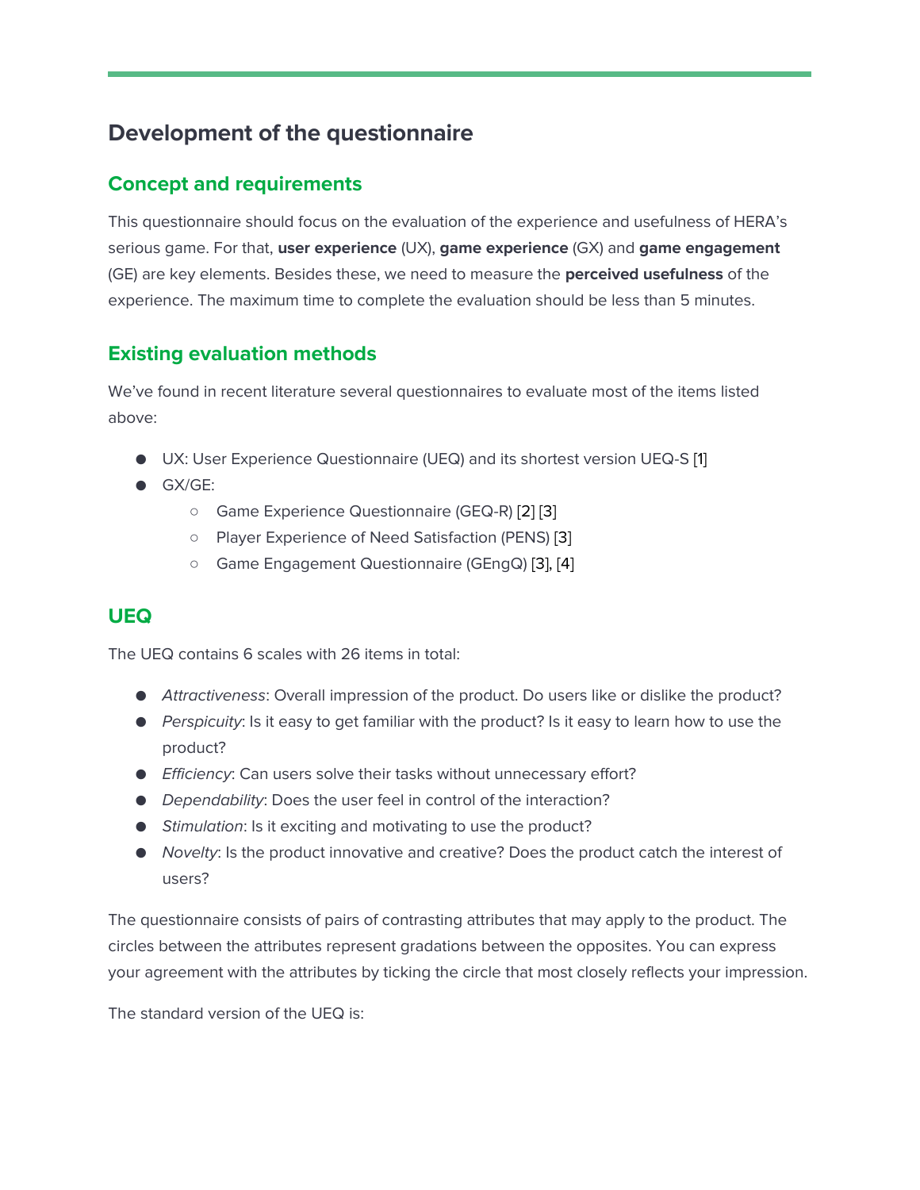## Development of the questionnaire

### Concept and requirements

This questionnaire should focus on the evaluation of the experience and usefulness of HERA's serious game. For that, **user experience** (UX), **game experience** (GX) and **game engagement** (GE) are key elements. Besides these, we need to measure the **perceived usefulness** of the experience. The maximum time to complete the evaluation should be less than 5 minutes.

### Existing evaluation methods

We've found in recent literature several questionnaires to evaluate most of the items listed above:

- UX: User Experience Questionnaire (UEQ) and its shortest version UEQ-S [1]
- GX/GE:
  - Game Experience Questionnaire (GEQ-R) [2] [3]
  - Player Experience of Need Satisfaction (PENS) [3]
  - Game Engagement Questionnaire (GEngQ) [3], [4]

### UEQ

The UEQ contains 6 scales with 26 items in total:

- *Attractiveness*: Overall impression of the product. Do users like or dislike the product?
- *Perspicuity*: Is it easy to get familiar with the product? Is it easy to learn how to use the product?
- *Efficiency*: Can users solve their tasks without unnecessary effort?
- *Dependability*: Does the user feel in control of the interaction?
- *Stimulation*: Is it exciting and motivating to use the product?
- *Novelty*: Is the product innovative and creative? Does the product catch the interest of users?

The questionnaire consists of pairs of contrasting attributes that may apply to the product. The circles between the attributes represent gradations between the opposites. You can express your agreement with the attributes by ticking the circle that most closely reflects your impression.

The standard version of the UEQ is: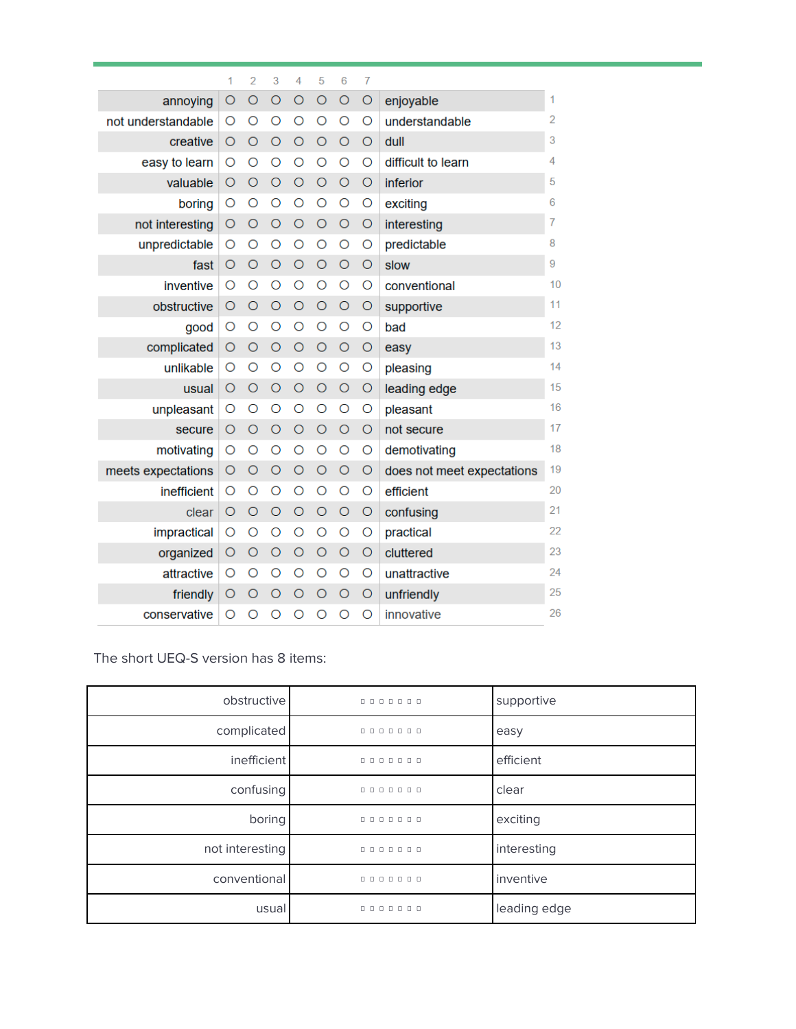| | | 1 | 2 | 3 | 4 | 5 | 6 | 7 | | |
|---|---|---|---|---|---|---|---|---|---|---|
| annoying | ○ | ○ | ○ | ○ | ○ | ○ | ○ | enjoyable | 1 |
| not understandable | ○ | ○ | ○ | ○ | ○ | ○ | ○ | understandable | 2 |
| creative | ○ | ○ | ○ | ○ | ○ | ○ | ○ | dull | 3 |
| easy to learn | ○ | ○ | ○ | ○ | ○ | ○ | ○ | difficult to learn | 4 |
| valuable | ○ | ○ | ○ | ○ | ○ | ○ | ○ | inferior | 5 |
| boring | ○ | ○ | ○ | ○ | ○ | ○ | ○ | exciting | 6 |
| not interesting | ○ | ○ | ○ | ○ | ○ | ○ | ○ | interesting | 7 |
| unpredictable | ○ | ○ | ○ | ○ | ○ | ○ | ○ | predictable | 8 |
| fast | ○ | ○ | ○ | ○ | ○ | ○ | ○ | slow | 9 |
| inventive | ○ | ○ | ○ | ○ | ○ | ○ | ○ | conventional | 10 |
| obstructive | ○ | ○ | ○ | ○ | ○ | ○ | ○ | supportive | 11 |
| good | ○ | ○ | ○ | ○ | ○ | ○ | ○ | bad | 12 |
| complicated | ○ | ○ | ○ | ○ | ○ | ○ | ○ | easy | 13 |
| unlikable | ○ | ○ | ○ | ○ | ○ | ○ | ○ | pleasing | 14 |
| usual | ○ | ○ | ○ | ○ | ○ | ○ | ○ | leading edge | 15 |
| unpleasant | ○ | ○ | ○ | ○ | ○ | ○ | ○ | pleasant | 16 |
| secure | ○ | ○ | ○ | ○ | ○ | ○ | ○ | not secure | 17 |
| motivating | ○ | ○ | ○ | ○ | ○ | ○ | ○ | demotivating | 18 |
| meets expectations | ○ | ○ | ○ | ○ | ○ | ○ | ○ | does not meet expectations | 19 |
| inefficient | ○ | ○ | ○ | ○ | ○ | ○ | ○ | efficient | 20 |
| clear | ○ | ○ | ○ | ○ | ○ | ○ | ○ | confusing | 21 |
| impractical | ○ | ○ | ○ | ○ | ○ | ○ | ○ | practical | 22 |
| organized | ○ | ○ | ○ | ○ | ○ | ○ | ○ | cluttered | 23 |
| attractive | ○ | ○ | ○ | ○ | ○ | ○ | ○ | unattractive | 24 |
| friendly | ○ | ○ | ○ | ○ | ○ | ○ | ○ | unfriendly | 25 |
| conservative | ○ | ○ | ○ | ○ | ○ | ○ | ○ | innovative | 26 |

The short UEQ-S version has 8 items:

| | | |
|---|---|---|
| obstructive | □ □ □ □ □ □ □ | supportive |
| complicated | □ □ □ □ □ □ □ | easy |
| inefficient | □ □ □ □ □ □ □ | efficient |
| confusing | □ □ □ □ □ □ □ | clear |
| boring | □ □ □ □ □ □ □ | exciting |
| not interesting | □ □ □ □ □ □ □ | interesting |
| conventional | □ □ □ □ □ □ □ | inventive |
| usual | □ □ □ □ □ □ □ | leading edge |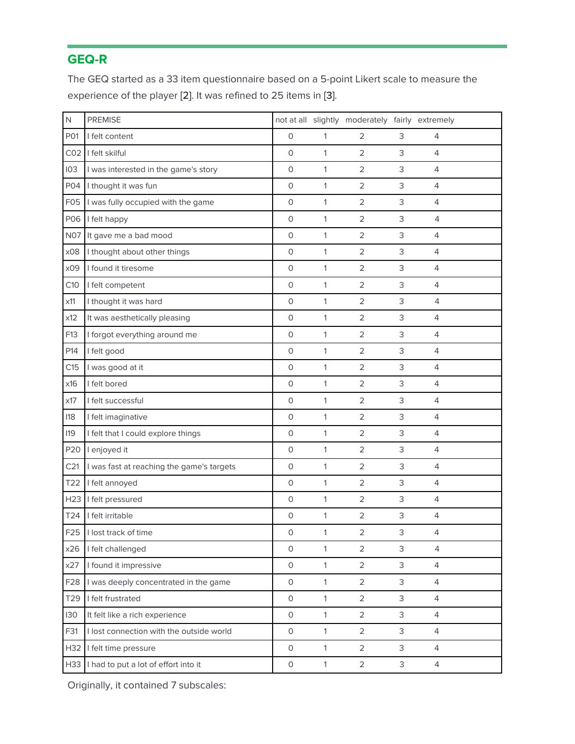## GEQ-R

The GEQ started as a 33 item questionnaire based on a 5-point Likert scale to measure the experience of the player [2]. It was refined to 25 items in [3].

| N | PREMISE | not at all | slightly | moderately | fairly | extremely |
|---|---|---|---|---|---|---|
| P01 | I felt content | 0 | 1 | 2 | 3 | 4 |
| C02 | I felt skilful | 0 | 1 | 2 | 3 | 4 |
| I03 | I was interested in the game's story | 0 | 1 | 2 | 3 | 4 |
| P04 | I thought it was fun | 0 | 1 | 2 | 3 | 4 |
| F05 | I was fully occupied with the game | 0 | 1 | 2 | 3 | 4 |
| P06 | I felt happy | 0 | 1 | 2 | 3 | 4 |
| N07 | It gave me a bad mood | 0 | 1 | 2 | 3 | 4 |
| x08 | I thought about other things | 0 | 1 | 2 | 3 | 4 |
| x09 | I found it tiresome | 0 | 1 | 2 | 3 | 4 |
| C10 | I felt competent | 0 | 1 | 2 | 3 | 4 |
| x11 | I thought it was hard | 0 | 1 | 2 | 3 | 4 |
| x12 | It was aesthetically pleasing | 0 | 1 | 2 | 3 | 4 |
| F13 | I forgot everything around me | 0 | 1 | 2 | 3 | 4 |
| P14 | I felt good | 0 | 1 | 2 | 3 | 4 |
| C15 | I was good at it | 0 | 1 | 2 | 3 | 4 |
| x16 | I felt bored | 0 | 1 | 2 | 3 | 4 |
| x17 | I felt successful | 0 | 1 | 2 | 3 | 4 |
| I18 | I felt imaginative | 0 | 1 | 2 | 3 | 4 |
| I19 | I felt that I could explore things | 0 | 1 | 2 | 3 | 4 |
| P20 | I enjoyed it | 0 | 1 | 2 | 3 | 4 |
| C21 | I was fast at reaching the game's targets | 0 | 1 | 2 | 3 | 4 |
| T22 | I felt annoyed | 0 | 1 | 2 | 3 | 4 |
| H23 | I felt pressured | 0 | 1 | 2 | 3 | 4 |
| T24 | I felt irritable | 0 | 1 | 2 | 3 | 4 |
| F25 | I lost track of time | 0 | 1 | 2 | 3 | 4 |
| x26 | I felt challenged | 0 | 1 | 2 | 3 | 4 |
| x27 | I found it impressive | 0 | 1 | 2 | 3 | 4 |
| F28 | I was deeply concentrated in the game | 0 | 1 | 2 | 3 | 4 |
| T29 | I felt frustrated | 0 | 1 | 2 | 3 | 4 |
| I30 | It felt like a rich experience | 0 | 1 | 2 | 3 | 4 |
| F31 | I lost connection with the outside world | 0 | 1 | 2 | 3 | 4 |
| H32 | I felt time pressure | 0 | 1 | 2 | 3 | 4 |
| H33 | I had to put a lot of effort into it | 0 | 1 | 2 | 3 | 4 |

Originally, it contained 7 subscales: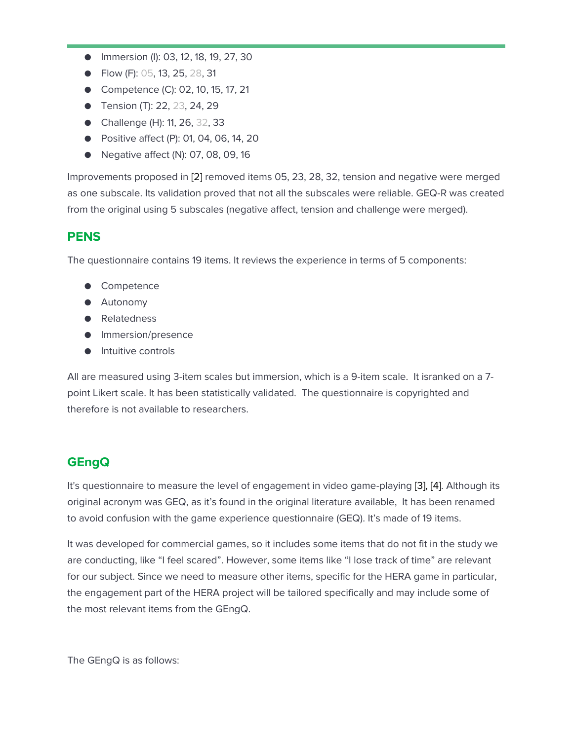- Immersion (I): 03, 12, 18, 19, 27, 30
- Flow (F): 05, 13, 25, 28, 31
- Competence (C): 02, 10, 15, 17, 21
- Tension (T): 22, 23, 24, 29
- Challenge (H): 11, 26, 32, 33
- Positive affect (P): 01, 04, 06, 14, 20
- Negative affect (N): 07, 08, 09, 16

Improvements proposed in [2] removed items 05, 23, 28, 32, tension and negative were merged as one subscale. Its validation proved that not all the subscales were reliable. GEQ-R was created from the original using 5 subscales (negative affect, tension and challenge were merged).

## PENS

The questionnaire contains 19 items. It reviews the experience in terms of 5 components:

- Competence
- Autonomy
- Relatedness
- Immersion/presence
- Intuitive controls

All are measured using 3-item scales but immersion, which is a 9-item scale. It isranked on a 7-point Likert scale. It has been statistically validated. The questionnaire is copyrighted and therefore is not available to researchers.

## GEngQ

It's questionnaire to measure the level of engagement in video game-playing [3], [4]. Although its original acronym was GEQ, as it's found in the original literature available, It has been renamed to avoid confusion with the game experience questionnaire (GEQ). It's made of 19 items.

It was developed for commercial games, so it includes some items that do not fit in the study we are conducting, like "I feel scared". However, some items like "I lose track of time" are relevant for our subject. Since we need to measure other items, specific for the HERA game in particular, the engagement part of the HERA project will be tailored specifically and may include some of the most relevant items from the GEngQ.

The GEngQ is as follows: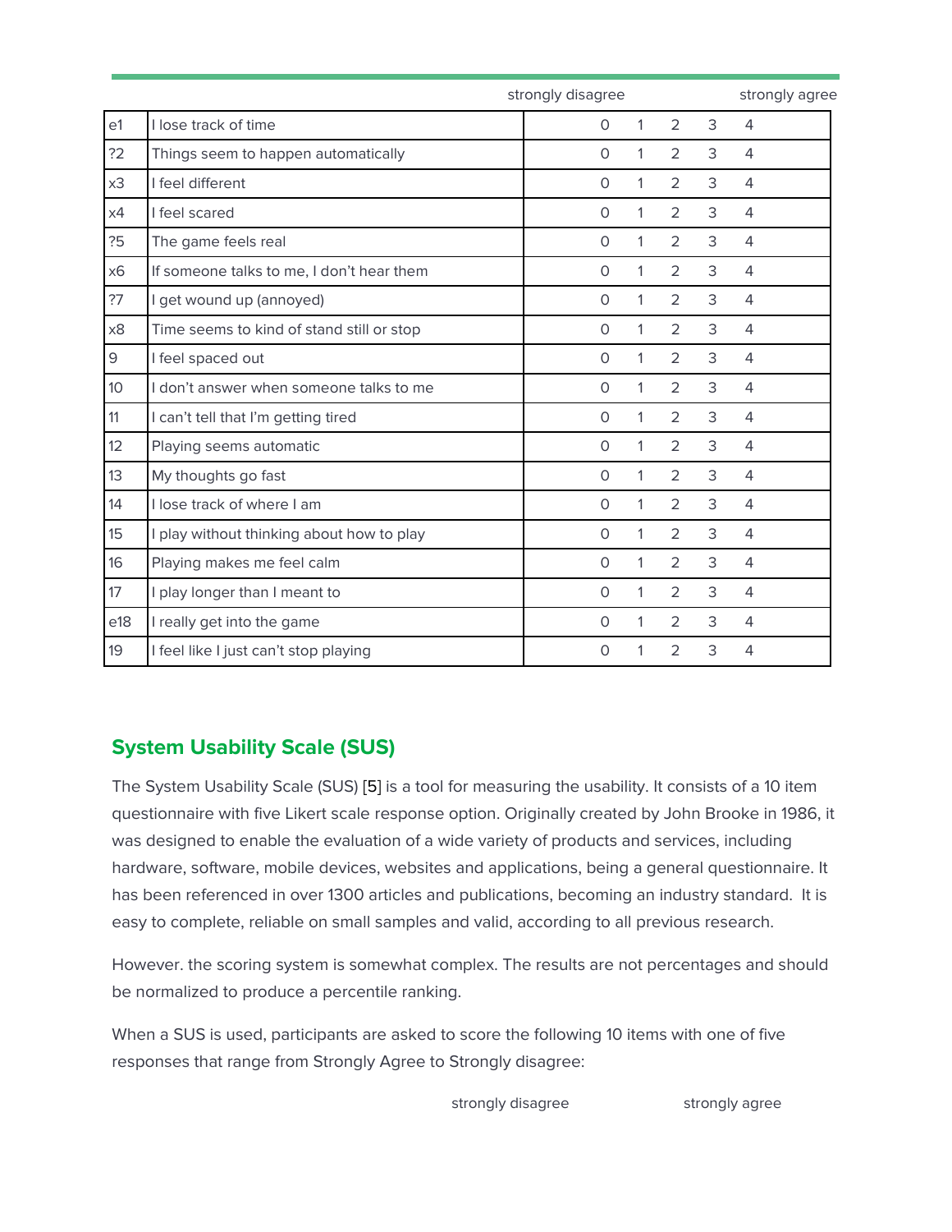| | | strongly disagree | | | | strongly agree |
|---|---|---|---|---|---|---|
| e1 | I lose track of time | 0 | 1 | 2 | 3 | 4 |
| ?2 | Things seem to happen automatically | 0 | 1 | 2 | 3 | 4 |
| x3 | I feel different | 0 | 1 | 2 | 3 | 4 |
| x4 | I feel scared | 0 | 1 | 2 | 3 | 4 |
| ?5 | The game feels real | 0 | 1 | 2 | 3 | 4 |
| x6 | If someone talks to me, I don't hear them | 0 | 1 | 2 | 3 | 4 |
| ?7 | I get wound up (annoyed) | 0 | 1 | 2 | 3 | 4 |
| x8 | Time seems to kind of stand still or stop | 0 | 1 | 2 | 3 | 4 |
| 9 | I feel spaced out | 0 | 1 | 2 | 3 | 4 |
| 10 | I don't answer when someone talks to me | 0 | 1 | 2 | 3 | 4 |
| 11 | I can't tell that I'm getting tired | 0 | 1 | 2 | 3 | 4 |
| 12 | Playing seems automatic | 0 | 1 | 2 | 3 | 4 |
| 13 | My thoughts go fast | 0 | 1 | 2 | 3 | 4 |
| 14 | I lose track of where I am | 0 | 1 | 2 | 3 | 4 |
| 15 | I play without thinking about how to play | 0 | 1 | 2 | 3 | 4 |
| 16 | Playing makes me feel calm | 0 | 1 | 2 | 3 | 4 |
| 17 | I play longer than I meant to | 0 | 1 | 2 | 3 | 4 |
| e18 | I really get into the game | 0 | 1 | 2 | 3 | 4 |
| 19 | I feel like I just can't stop playing | 0 | 1 | 2 | 3 | 4 |

## System Usability Scale (SUS)

The System Usability Scale (SUS) [5] is a tool for measuring the usability. It consists of a 10 item questionnaire with five Likert scale response option. Originally created by John Brooke in 1986, it was designed to enable the evaluation of a wide variety of products and services, including hardware, software, mobile devices, websites and applications, being a general questionnaire. It has been referenced in over 1300 articles and publications, becoming an industry standard. It is easy to complete, reliable on small samples and valid, according to all previous research.

However. the scoring system is somewhat complex. The results are not percentages and should be normalized to produce a percentile ranking.

When a SUS is used, participants are asked to score the following 10 items with one of five responses that range from Strongly Agree to Strongly disagree:

strongly disagree strongly agree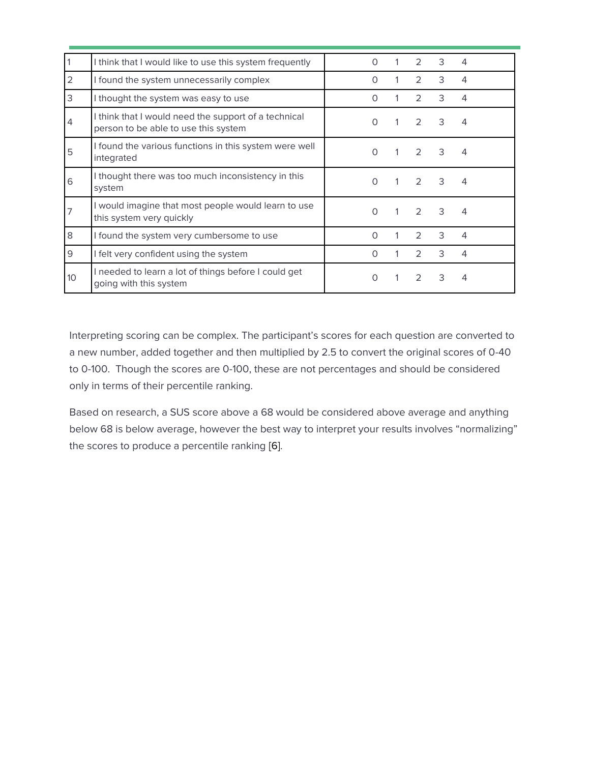| | | | | | | |
|---|---|---|---|---|---|---|
| 1 | I think that I would like to use this system frequently | 0 | 1 | 2 | 3 | 4 |
| 2 | I found the system unnecessarily complex | 0 | 1 | 2 | 3 | 4 |
| 3 | I thought the system was easy to use | 0 | 1 | 2 | 3 | 4 |
| 4 | I think that I would need the support of a technical person to be able to use this system | 0 | 1 | 2 | 3 | 4 |
| 5 | I found the various functions in this system were well integrated | 0 | 1 | 2 | 3 | 4 |
| 6 | I thought there was too much inconsistency in this system | 0 | 1 | 2 | 3 | 4 |
| 7 | I would imagine that most people would learn to use this system very quickly | 0 | 1 | 2 | 3 | 4 |
| 8 | I found the system very cumbersome to use | 0 | 1 | 2 | 3 | 4 |
| 9 | I felt very confident using the system | 0 | 1 | 2 | 3 | 4 |
| 10 | I needed to learn a lot of things before I could get going with this system | 0 | 1 | 2 | 3 | 4 |

Interpreting scoring can be complex. The participant's scores for each question are converted to a new number, added together and then multiplied by 2.5 to convert the original scores of 0-40 to 0-100. Though the scores are 0-100, these are not percentages and should be considered only in terms of their percentile ranking.

Based on research, a SUS score above a 68 would be considered above average and anything below 68 is below average, however the best way to interpret your results involves "normalizing" the scores to produce a percentile ranking [6].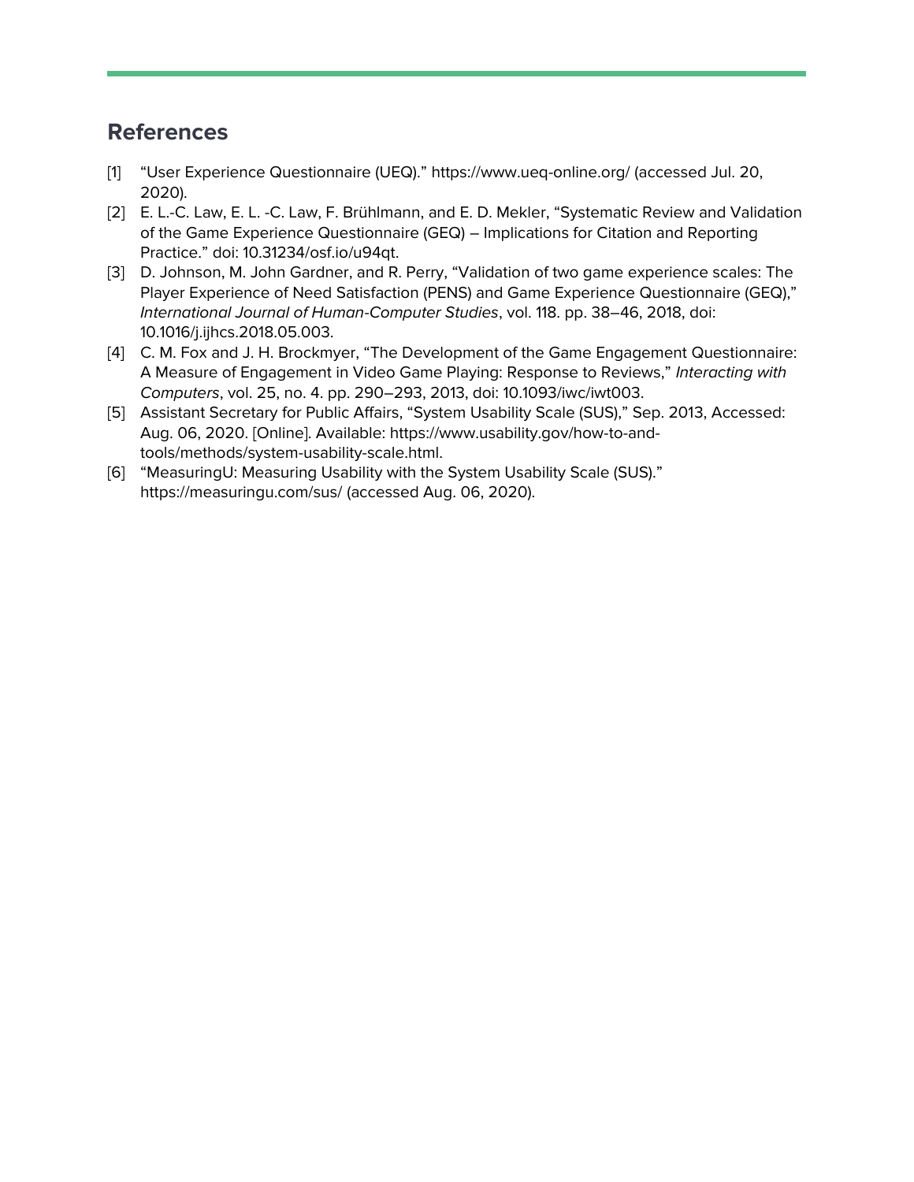## References

[1] "User Experience Questionnaire (UEQ)." https://www.ueq-online.org/ (accessed Jul. 20, 2020).

[2] E. L.-C. Law, E. L. -C. Law, F. Brühlmann, and E. D. Mekler, "Systematic Review and Validation of the Game Experience Questionnaire (GEQ) – Implications for Citation and Reporting Practice." doi: 10.31234/osf.io/u94qt.

[3] D. Johnson, M. John Gardner, and R. Perry, "Validation of two game experience scales: The Player Experience of Need Satisfaction (PENS) and Game Experience Questionnaire (GEQ)," *International Journal of Human-Computer Studies*, vol. 118. pp. 38–46, 2018, doi: 10.1016/j.ijhcs.2018.05.003.

[4] C. M. Fox and J. H. Brockmyer, "The Development of the Game Engagement Questionnaire: A Measure of Engagement in Video Game Playing: Response to Reviews," *Interacting with Computers*, vol. 25, no. 4. pp. 290–293, 2013, doi: 10.1093/iwc/iwt003.

[5] Assistant Secretary for Public Affairs, "System Usability Scale (SUS)," Sep. 2013, Accessed: Aug. 06, 2020. [Online]. Available: https://www.usability.gov/how-to-and-tools/methods/system-usability-scale.html.

[6] "MeasuringU: Measuring Usability with the System Usability Scale (SUS)." https://measuringu.com/sus/ (accessed Aug. 06, 2020).